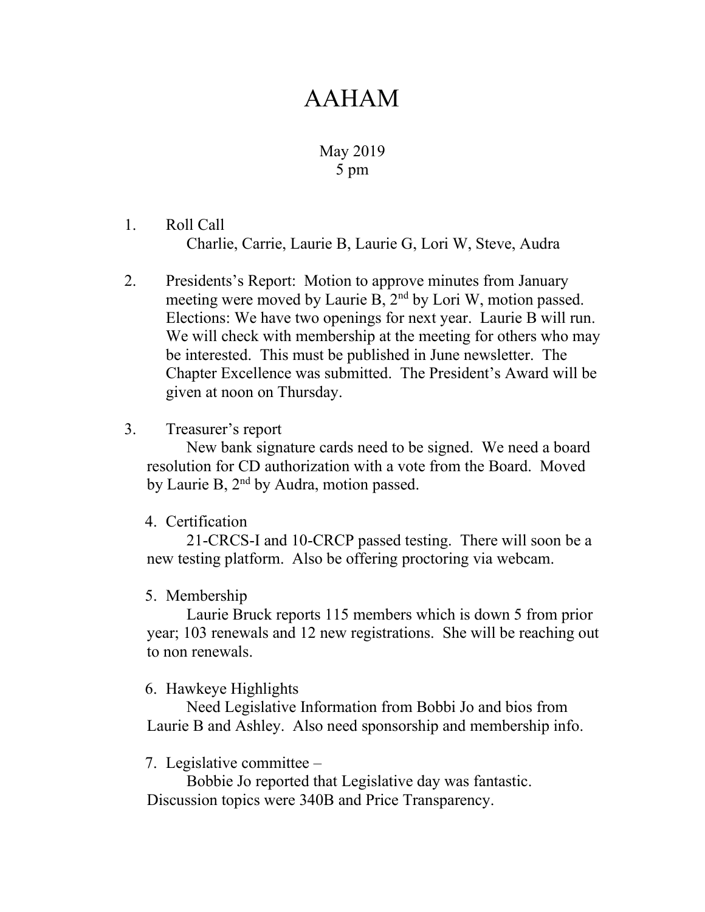# AAHAM

May 2019
5 pm

1. Roll Call
   Charlie, Carrie, Laurie B, Laurie G, Lori W, Steve, Audra

2. Presidents's Report: Motion to approve minutes from January meeting were moved by Laurie B, 2nd by Lori W, motion passed. Elections: We have two openings for next year. Laurie B will run. We will check with membership at the meeting for others who may be interested. This must be published in June newsletter. The Chapter Excellence was submitted. The President's Award will be given at noon on Thursday.

3. Treasurer's report
   New bank signature cards need to be signed. We need a board resolution for CD authorization with a vote from the Board. Moved by Laurie B, 2nd by Audra, motion passed.

4. Certification
   21-CRCS-I and 10-CRCP passed testing. There will soon be a new testing platform. Also be offering proctoring via webcam.

5. Membership
   Laurie Bruck reports 115 members which is down 5 from prior year; 103 renewals and 12 new registrations. She will be reaching out to non renewals.

6. Hawkeye Highlights
   Need Legislative Information from Bobbi Jo and bios from Laurie B and Ashley. Also need sponsorship and membership info.

7. Legislative committee –
   Bobbie Jo reported that Legislative day was fantastic. Discussion topics were 340B and Price Transparency.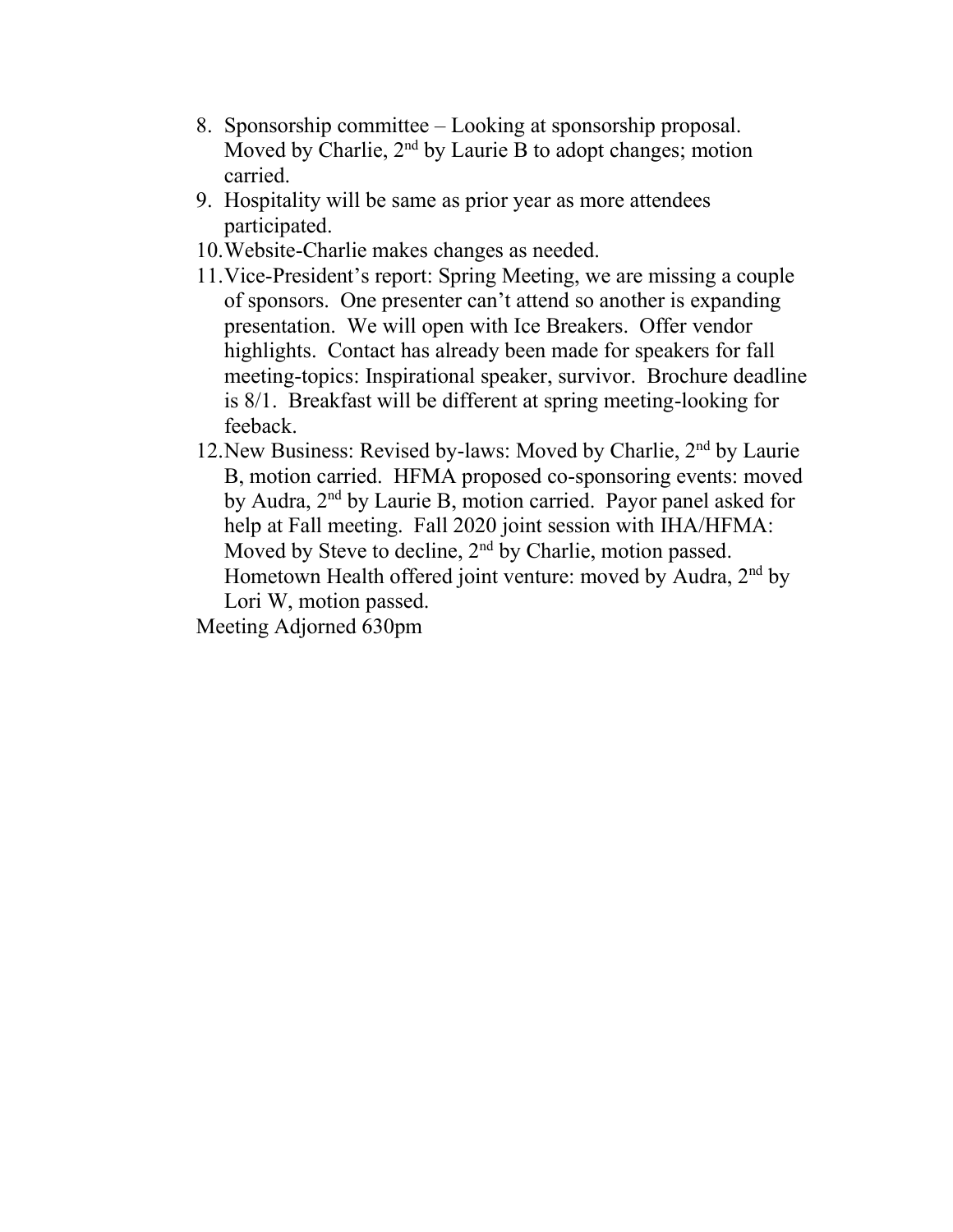8. Sponsorship committee – Looking at sponsorship proposal. Moved by Charlie, 2nd by Laurie B to adopt changes; motion carried.
9. Hospitality will be same as prior year as more attendees participated.
10. Website-Charlie makes changes as needed.
11. Vice-President's report: Spring Meeting, we are missing a couple of sponsors. One presenter can't attend so another is expanding presentation. We will open with Ice Breakers. Offer vendor highlights. Contact has already been made for speakers for fall meeting-topics: Inspirational speaker, survivor. Brochure deadline is 8/1. Breakfast will be different at spring meeting-looking for feeback.
12. New Business: Revised by-laws: Moved by Charlie, 2nd by Laurie B, motion carried. HFMA proposed co-sponsoring events: moved by Audra, 2nd by Laurie B, motion carried. Payor panel asked for help at Fall meeting. Fall 2020 joint session with IHA/HFMA: Moved by Steve to decline, 2nd by Charlie, motion passed. Hometown Health offered joint venture: moved by Audra, 2nd by Lori W, motion passed.

Meeting Adjorned 630pm